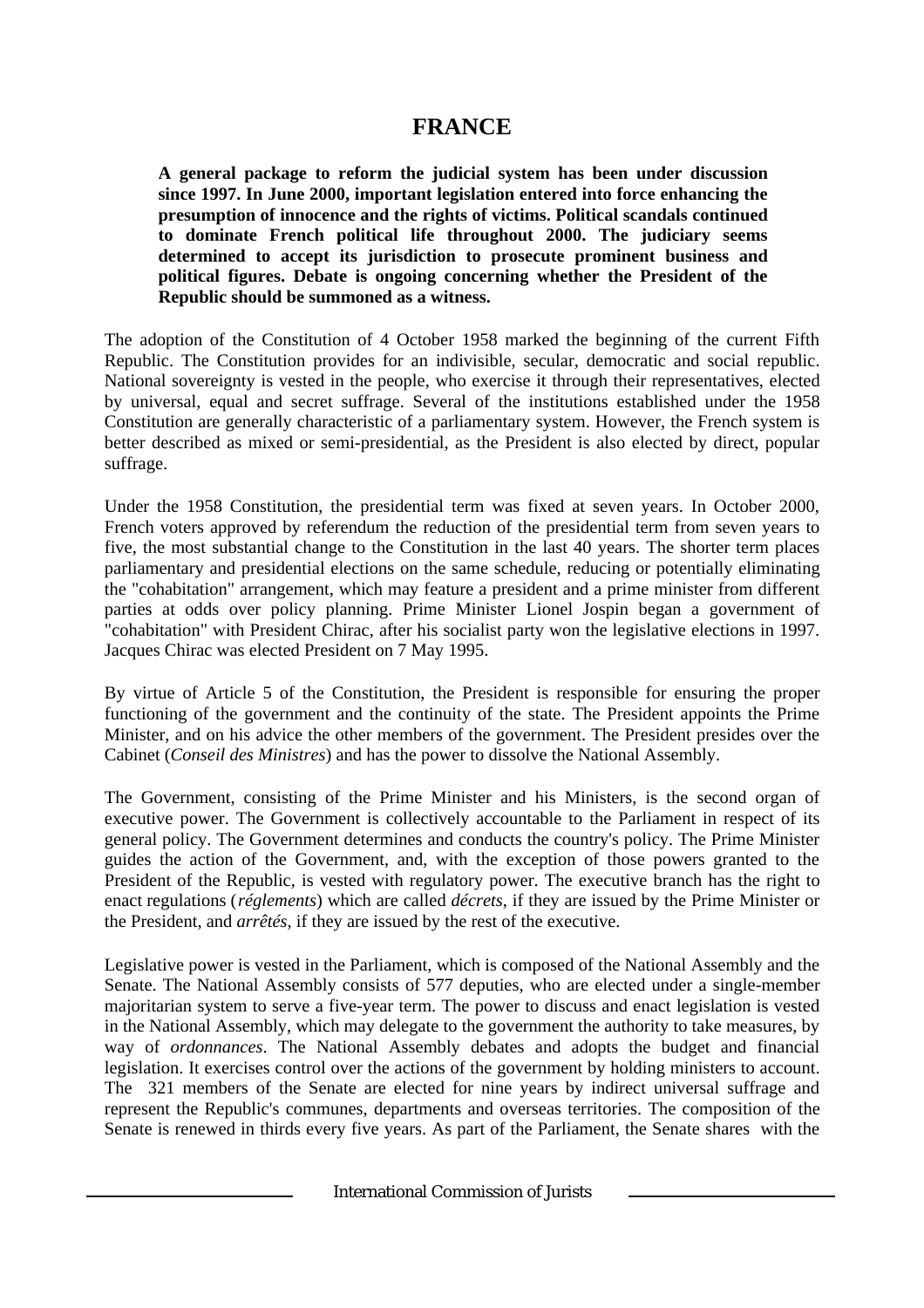# FRANCE

**A general package to reform the judicial system has been under discussion since 1997. In June 2000, important legislation entered into force enhancing the presumption of innocence and the rights of victims. Political scandals continued to dominate French political life throughout 2000. The judiciary seems determined to accept its jurisdiction to prosecute prominent business and political figures. Debate is ongoing concerning whether the President of the Republic should be summoned as a witness.**

The adoption of the Constitution of 4 October 1958 marked the beginning of the current Fifth Republic. The Constitution provides for an indivisible, secular, democratic and social republic. National sovereignty is vested in the people, who exercise it through their representatives, elected by universal, equal and secret suffrage. Several of the institutions established under the 1958 Constitution are generally characteristic of a parliamentary system. However, the French system is better described as mixed or semi-presidential, as the President is also elected by direct, popular suffrage.

Under the 1958 Constitution, the presidential term was fixed at seven years. In October 2000, French voters approved by referendum the reduction of the presidential term from seven years to five, the most substantial change to the Constitution in the last 40 years. The shorter term places parliamentary and presidential elections on the same schedule, reducing or potentially eliminating the "cohabitation" arrangement, which may feature a president and a prime minister from different parties at odds over policy planning. Prime Minister Lionel Jospin began a government of "cohabitation" with President Chirac, after his socialist party won the legislative elections in 1997. Jacques Chirac was elected President on 7 May 1995.

By virtue of Article 5 of the Constitution, the President is responsible for ensuring the proper functioning of the government and the continuity of the state. The President appoints the Prime Minister, and on his advice the other members of the government. The President presides over the Cabinet (*Conseil des Ministres*) and has the power to dissolve the National Assembly.

The Government, consisting of the Prime Minister and his Ministers, is the second organ of executive power. The Government is collectively accountable to the Parliament in respect of its general policy. The Government determines and conducts the country's policy. The Prime Minister guides the action of the Government, and, with the exception of those powers granted to the President of the Republic, is vested with regulatory power. The executive branch has the right to enact regulations (*réglements*) which are called *décrets*, if they are issued by the Prime Minister or the President, and *arrêtés*, if they are issued by the rest of the executive.

Legislative power is vested in the Parliament, which is composed of the National Assembly and the Senate. The National Assembly consists of 577 deputies, who are elected under a single-member majoritarian system to serve a five-year term. The power to discuss and enact legislation is vested in the National Assembly, which may delegate to the government the authority to take measures, by way of *ordonnances*. The National Assembly debates and adopts the budget and financial legislation. It exercises control over the actions of the government by holding ministers to account. The 321 members of the Senate are elected for nine years by indirect universal suffrage and represent the Republic's communes, departments and overseas territories. The composition of the Senate is renewed in thirds every five years. As part of the Parliament, the Senate shares with the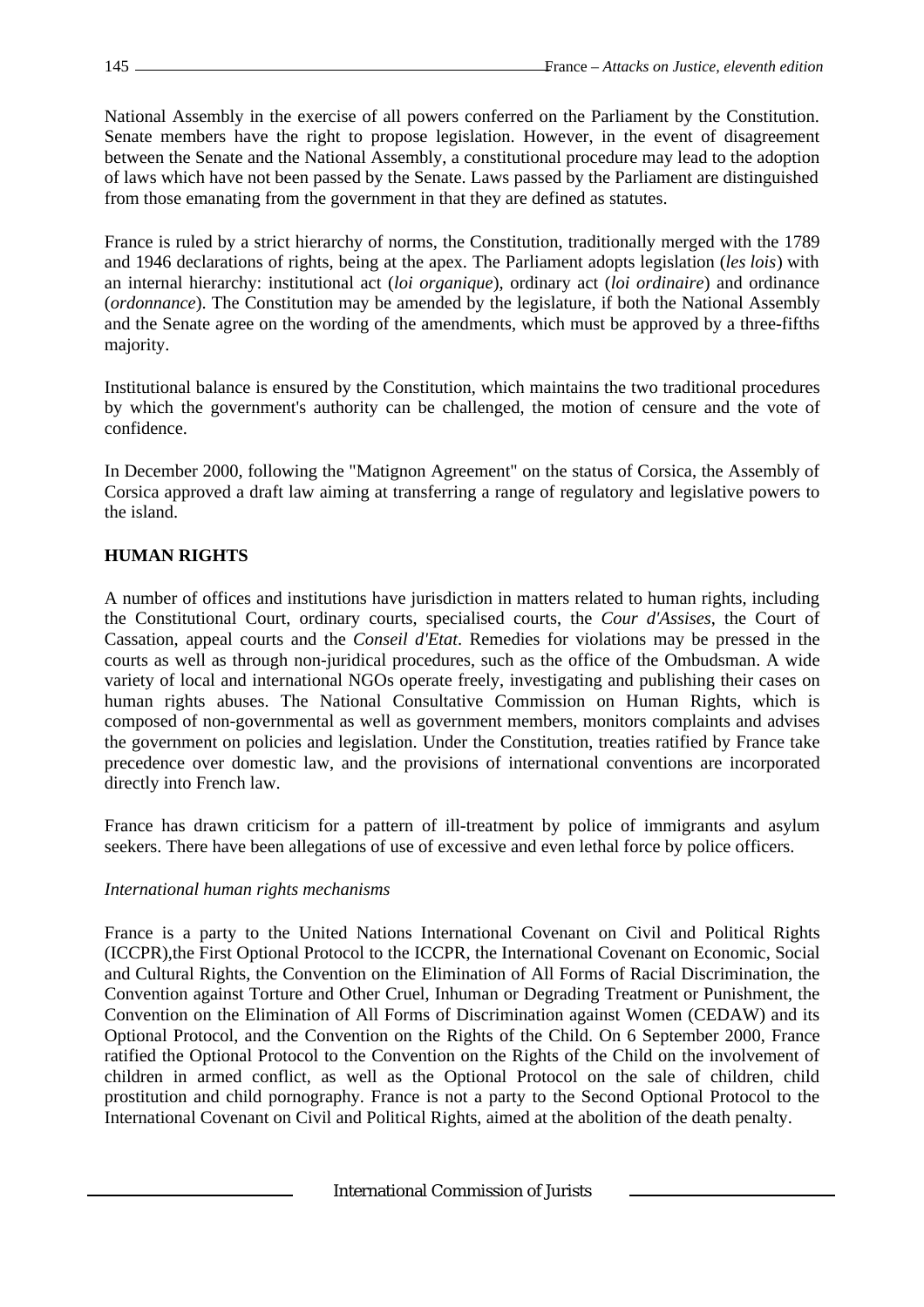National Assembly in the exercise of all powers conferred on the Parliament by the Constitution. Senate members have the right to propose legislation. However, in the event of disagreement between the Senate and the National Assembly, a constitutional procedure may lead to the adoption of laws which have not been passed by the Senate. Laws passed by the Parliament are distinguished from those emanating from the government in that they are defined as statutes.

France is ruled by a strict hierarchy of norms, the Constitution, traditionally merged with the 1789 and 1946 declarations of rights, being at the apex. The Parliament adopts legislation (*les lois*) with an internal hierarchy: institutional act (*loi organique*), ordinary act (*loi ordinaire*) and ordinance (*ordonnance*). The Constitution may be amended by the legislature, if both the National Assembly and the Senate agree on the wording of the amendments, which must be approved by a three-fifths majority.

Institutional balance is ensured by the Constitution, which maintains the two traditional procedures by which the government's authority can be challenged, the motion of censure and the vote of confidence.

In December 2000, following the "Matignon Agreement" on the status of Corsica, the Assembly of Corsica approved a draft law aiming at transferring a range of regulatory and legislative powers to the island.

## HUMAN RIGHTS

A number of offices and institutions have jurisdiction in matters related to human rights, including the Constitutional Court, ordinary courts, specialised courts, the *Cour d'Assises*, the Court of Cassation, appeal courts and the *Conseil d'Etat*. Remedies for violations may be pressed in the courts as well as through non-juridical procedures, such as the office of the Ombudsman. A wide variety of local and international NGOs operate freely, investigating and publishing their cases on human rights abuses. The National Consultative Commission on Human Rights, which is composed of non-governmental as well as government members, monitors complaints and advises the government on policies and legislation. Under the Constitution, treaties ratified by France take precedence over domestic law, and the provisions of international conventions are incorporated directly into French law.

France has drawn criticism for a pattern of ill-treatment by police of immigrants and asylum seekers. There have been allegations of use of excessive and even lethal force by police officers.

### *International human rights mechanisms*

France is a party to the United Nations International Covenant on Civil and Political Rights (ICCPR),the First Optional Protocol to the ICCPR, the International Covenant on Economic, Social and Cultural Rights, the Convention on the Elimination of All Forms of Racial Discrimination, the Convention against Torture and Other Cruel, Inhuman or Degrading Treatment or Punishment, the Convention on the Elimination of All Forms of Discrimination against Women (CEDAW) and its Optional Protocol, and the Convention on the Rights of the Child. On 6 September 2000, France ratified the Optional Protocol to the Convention on the Rights of the Child on the involvement of children in armed conflict, as well as the Optional Protocol on the sale of children, child prostitution and child pornography. France is not a party to the Second Optional Protocol to the International Covenant on Civil and Political Rights, aimed at the abolition of the death penalty.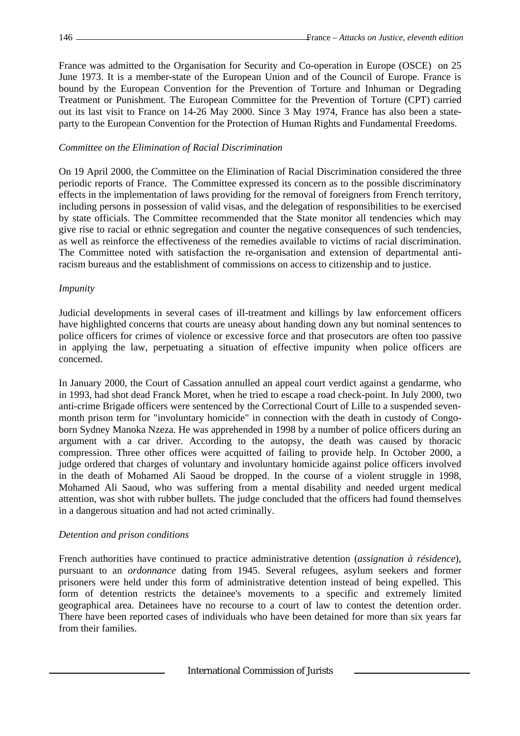France was admitted to the Organisation for Security and Co-operation in Europe (OSCE) on 25 June 1973. It is a member-state of the European Union and of the Council of Europe. France is bound by the European Convention for the Prevention of Torture and Inhuman or Degrading Treatment or Punishment. The European Committee for the Prevention of Torture (CPT) carried out its last visit to France on 14-26 May 2000. Since 3 May 1974, France has also been a state-party to the European Convention for the Protection of Human Rights and Fundamental Freedoms.

*Committee on the Elimination of Racial Discrimination*

On 19 April 2000, the Committee on the Elimination of Racial Discrimination considered the three periodic reports of France. The Committee expressed its concern as to the possible discriminatory effects in the implementation of laws providing for the removal of foreigners from French territory, including persons in possession of valid visas, and the delegation of responsibilities to be exercised by state officials. The Committee recommended that the State monitor all tendencies which may give rise to racial or ethnic segregation and counter the negative consequences of such tendencies, as well as reinforce the effectiveness of the remedies available to victims of racial discrimination. The Committee noted with satisfaction the re-organisation and extension of departmental anti-racism bureaus and the establishment of commissions on access to citizenship and to justice.

*Impunity*

Judicial developments in several cases of ill-treatment and killings by law enforcement officers have highlighted concerns that courts are uneasy about handing down any but nominal sentences to police officers for crimes of violence or excessive force and that prosecutors are often too passive in applying the law, perpetuating a situation of effective impunity when police officers are concerned.

In January 2000, the Court of Cassation annulled an appeal court verdict against a gendarme, who in 1993, had shot dead Franck Moret, when he tried to escape a road check-point. In July 2000, two anti-crime Brigade officers were sentenced by the Correctional Court of Lille to a suspended seven-month prison term for "involuntary homicide" in connection with the death in custody of Congo-born Sydney Manoka Nzeza. He was apprehended in 1998 by a number of police officers during an argument with a car driver. According to the autopsy, the death was caused by thoracic compression. Three other offices were acquitted of failing to provide help. In October 2000, a judge ordered that charges of voluntary and involuntary homicide against police officers involved in the death of Mohamed Ali Saoud be dropped. In the course of a violent struggle in 1998, Mohamed Ali Saoud, who was suffering from a mental disability and needed urgent medical attention, was shot with rubber bullets. The judge concluded that the officers had found themselves in a dangerous situation and had not acted criminally.

*Detention and prison conditions*

French authorities have continued to practice administrative detention (*assignation à résidence*), pursuant to an *ordonnance* dating from 1945. Several refugees, asylum seekers and former prisoners were held under this form of administrative detention instead of being expelled. This form of detention restricts the detainee's movements to a specific and extremely limited geographical area. Detainees have no recourse to a court of law to contest the detention order. There have been reported cases of individuals who have been detained for more than six years far from their families.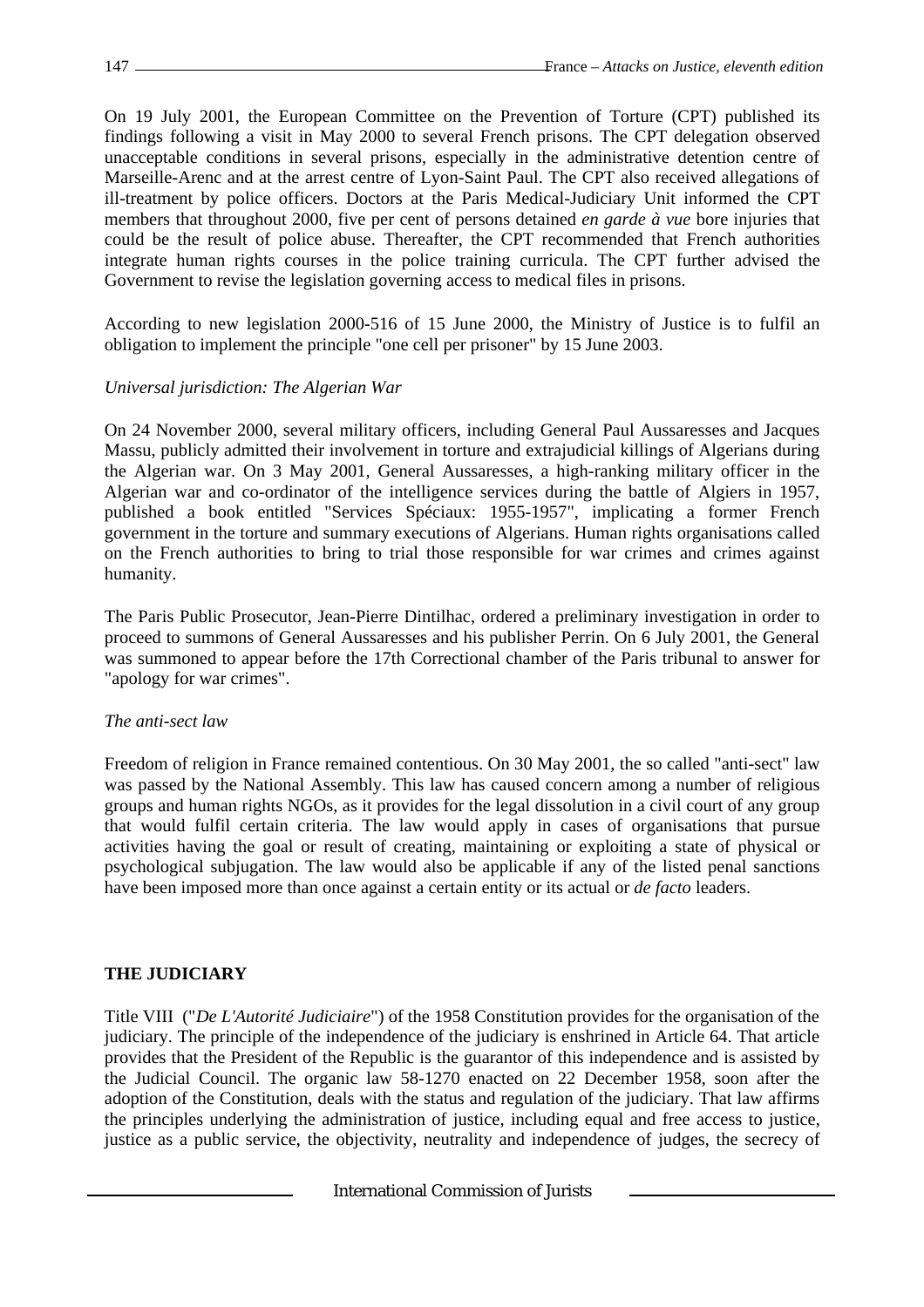On 19 July 2001, the European Committee on the Prevention of Torture (CPT) published its findings following a visit in May 2000 to several French prisons. The CPT delegation observed unacceptable conditions in several prisons, especially in the administrative detention centre of Marseille-Arenc and at the arrest centre of Lyon-Saint Paul. The CPT also received allegations of ill-treatment by police officers. Doctors at the Paris Medical-Judiciary Unit informed the CPT members that throughout 2000, five per cent of persons detained *en garde à vue* bore injuries that could be the result of police abuse. Thereafter, the CPT recommended that French authorities integrate human rights courses in the police training curricula. The CPT further advised the Government to revise the legislation governing access to medical files in prisons.

According to new legislation 2000-516 of 15 June 2000, the Ministry of Justice is to fulfil an obligation to implement the principle "one cell per prisoner" by 15 June 2003.

*Universal jurisdiction: The Algerian War*

On 24 November 2000, several military officers, including General Paul Aussaresses and Jacques Massu, publicly admitted their involvement in torture and extrajudicial killings of Algerians during the Algerian war. On 3 May 2001, General Aussaresses, a high-ranking military officer in the Algerian war and co-ordinator of the intelligence services during the battle of Algiers in 1957, published a book entitled "Services Spéciaux: 1955-1957", implicating a former French government in the torture and summary executions of Algerians. Human rights organisations called on the French authorities to bring to trial those responsible for war crimes and crimes against humanity.

The Paris Public Prosecutor, Jean-Pierre Dintilhac, ordered a preliminary investigation in order to proceed to summons of General Aussaresses and his publisher Perrin. On 6 July 2001, the General was summoned to appear before the 17th Correctional chamber of the Paris tribunal to answer for "apology for war crimes".

*The anti-sect law*

Freedom of religion in France remained contentious. On 30 May 2001, the so called "anti-sect" law was passed by the National Assembly. This law has caused concern among a number of religious groups and human rights NGOs, as it provides for the legal dissolution in a civil court of any group that would fulfil certain criteria. The law would apply in cases of organisations that pursue activities having the goal or result of creating, maintaining or exploiting a state of physical or psychological subjugation. The law would also be applicable if any of the listed penal sanctions have been imposed more than once against a certain entity or its actual or *de facto* leaders.

## THE JUDICIARY

Title VIII ("*De L'Autorité Judiciaire*") of the 1958 Constitution provides for the organisation of the judiciary. The principle of the independence of the judiciary is enshrined in Article 64. That article provides that the President of the Republic is the guarantor of this independence and is assisted by the Judicial Council. The organic law 58-1270 enacted on 22 December 1958, soon after the adoption of the Constitution, deals with the status and regulation of the judiciary. That law affirms the principles underlying the administration of justice, including equal and free access to justice, justice as a public service, the objectivity, neutrality and independence of judges, the secrecy of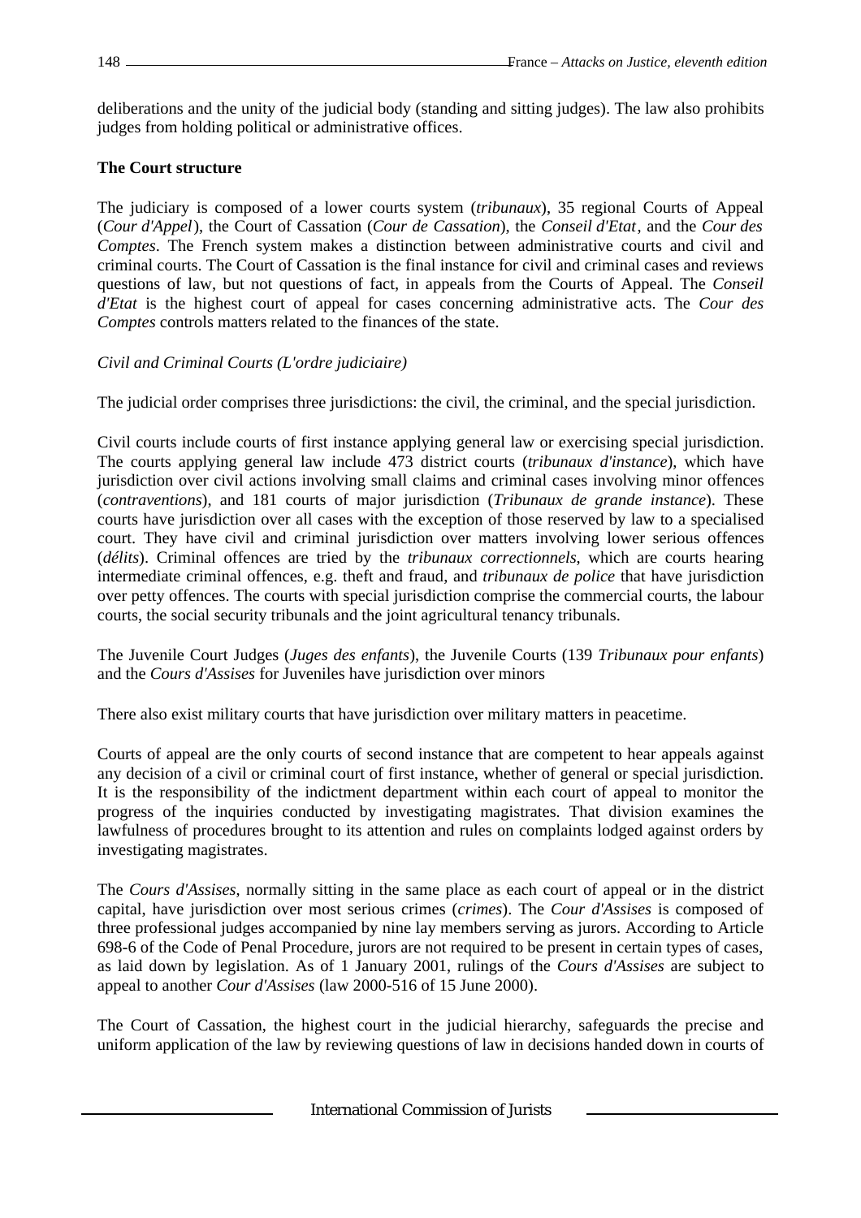deliberations and the unity of the judicial body (standing and sitting judges). The law also prohibits judges from holding political or administrative offices.

**The Court structure**

The judiciary is composed of a lower courts system (*tribunaux*), 35 regional Courts of Appeal (*Cour d'Appel*), the Court of Cassation (*Cour de Cassation*), the *Conseil d'Etat*, and the *Cour des Comptes*. The French system makes a distinction between administrative courts and civil and criminal courts. The Court of Cassation is the final instance for civil and criminal cases and reviews questions of law, but not questions of fact, in appeals from the Courts of Appeal. The *Conseil d'Etat* is the highest court of appeal for cases concerning administrative acts. The *Cour des Comptes* controls matters related to the finances of the state.

*Civil and Criminal Courts (L'ordre judiciaire)*

The judicial order comprises three jurisdictions: the civil, the criminal, and the special jurisdiction.

Civil courts include courts of first instance applying general law or exercising special jurisdiction. The courts applying general law include 473 district courts (*tribunaux d'instance*), which have jurisdiction over civil actions involving small claims and criminal cases involving minor offences (*contraventions*), and 181 courts of major jurisdiction (*Tribunaux de grande instance*). These courts have jurisdiction over all cases with the exception of those reserved by law to a specialised court. They have civil and criminal jurisdiction over matters involving lower serious offences (*délits*). Criminal offences are tried by the *tribunaux correctionnels*, which are courts hearing intermediate criminal offences, e.g. theft and fraud, and *tribunaux de police* that have jurisdiction over petty offences. The courts with special jurisdiction comprise the commercial courts, the labour courts, the social security tribunals and the joint agricultural tenancy tribunals.

The Juvenile Court Judges (*Juges des enfants*), the Juvenile Courts (139 *Tribunaux pour enfants*) and the *Cours d'Assises* for Juveniles have jurisdiction over minors

There also exist military courts that have jurisdiction over military matters in peacetime.

Courts of appeal are the only courts of second instance that are competent to hear appeals against any decision of a civil or criminal court of first instance, whether of general or special jurisdiction. It is the responsibility of the indictment department within each court of appeal to monitor the progress of the inquiries conducted by investigating magistrates. That division examines the lawfulness of procedures brought to its attention and rules on complaints lodged against orders by investigating magistrates.

The *Cours d'Assises*, normally sitting in the same place as each court of appeal or in the district capital, have jurisdiction over most serious crimes (*crimes*). The *Cour d'Assises* is composed of three professional judges accompanied by nine lay members serving as jurors. According to Article 698-6 of the Code of Penal Procedure, jurors are not required to be present in certain types of cases, as laid down by legislation. As of 1 January 2001, rulings of the *Cours d'Assises* are subject to appeal to another *Cour d'Assises* (law 2000-516 of 15 June 2000).

The Court of Cassation, the highest court in the judicial hierarchy, safeguards the precise and uniform application of the law by reviewing questions of law in decisions handed down in courts of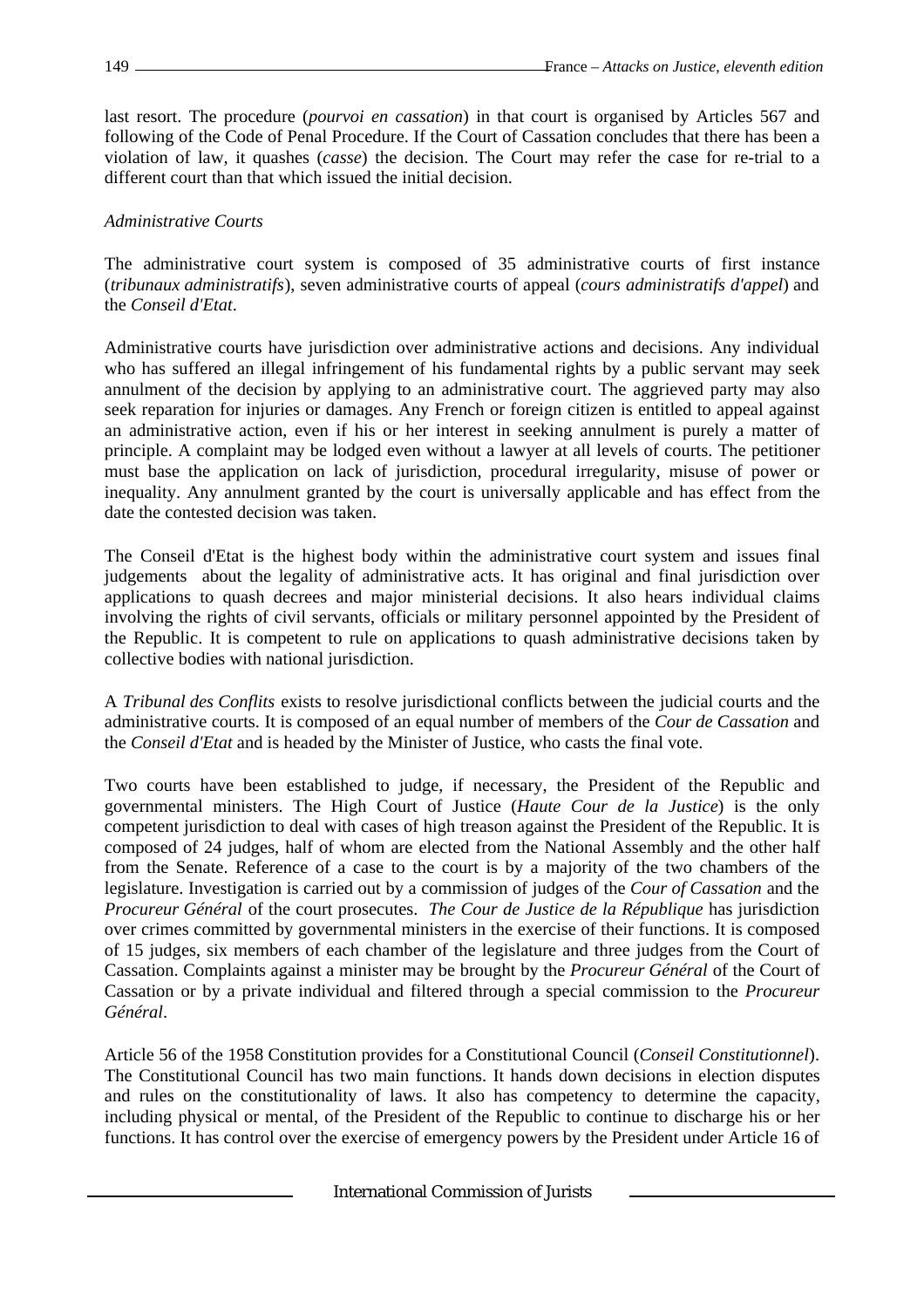last resort. The procedure (*pourvoi en cassation*) in that court is organised by Articles 567 and following of the Code of Penal Procedure. If the Court of Cassation concludes that there has been a violation of law, it quashes (*casse*) the decision. The Court may refer the case for re-trial to a different court than that which issued the initial decision.

*Administrative Courts*

The administrative court system is composed of 35 administrative courts of first instance (*tribunaux administratifs*), seven administrative courts of appeal (*cours administratifs d'appel*) and the *Conseil d'Etat*.

Administrative courts have jurisdiction over administrative actions and decisions. Any individual who has suffered an illegal infringement of his fundamental rights by a public servant may seek annulment of the decision by applying to an administrative court. The aggrieved party may also seek reparation for injuries or damages. Any French or foreign citizen is entitled to appeal against an administrative action, even if his or her interest in seeking annulment is purely a matter of principle. A complaint may be lodged even without a lawyer at all levels of courts. The petitioner must base the application on lack of jurisdiction, procedural irregularity, misuse of power or inequality. Any annulment granted by the court is universally applicable and has effect from the date the contested decision was taken.

The Conseil d'Etat is the highest body within the administrative court system and issues final judgements about the legality of administrative acts. It has original and final jurisdiction over applications to quash decrees and major ministerial decisions. It also hears individual claims involving the rights of civil servants, officials or military personnel appointed by the President of the Republic. It is competent to rule on applications to quash administrative decisions taken by collective bodies with national jurisdiction.

A *Tribunal des Conflits* exists to resolve jurisdictional conflicts between the judicial courts and the administrative courts. It is composed of an equal number of members of the *Cour de Cassation* and the *Conseil d'Etat* and is headed by the Minister of Justice, who casts the final vote.

Two courts have been established to judge, if necessary, the President of the Republic and governmental ministers. The High Court of Justice (*Haute Cour de la Justice*) is the only competent jurisdiction to deal with cases of high treason against the President of the Republic. It is composed of 24 judges, half of whom are elected from the National Assembly and the other half from the Senate. Reference of a case to the court is by a majority of the two chambers of the legislature. Investigation is carried out by a commission of judges of the *Cour of Cassation* and the *Procureur Général* of the court prosecutes. *The Cour de Justice de la République* has jurisdiction over crimes committed by governmental ministers in the exercise of their functions. It is composed of 15 judges, six members of each chamber of the legislature and three judges from the Court of Cassation. Complaints against a minister may be brought by the *Procureur Général* of the Court of Cassation or by a private individual and filtered through a special commission to the *Procureur Général*.

Article 56 of the 1958 Constitution provides for a Constitutional Council (*Conseil Constitutionnel*). The Constitutional Council has two main functions. It hands down decisions in election disputes and rules on the constitutionality of laws. It also has competency to determine the capacity, including physical or mental, of the President of the Republic to continue to discharge his or her functions. It has control over the exercise of emergency powers by the President under Article 16 of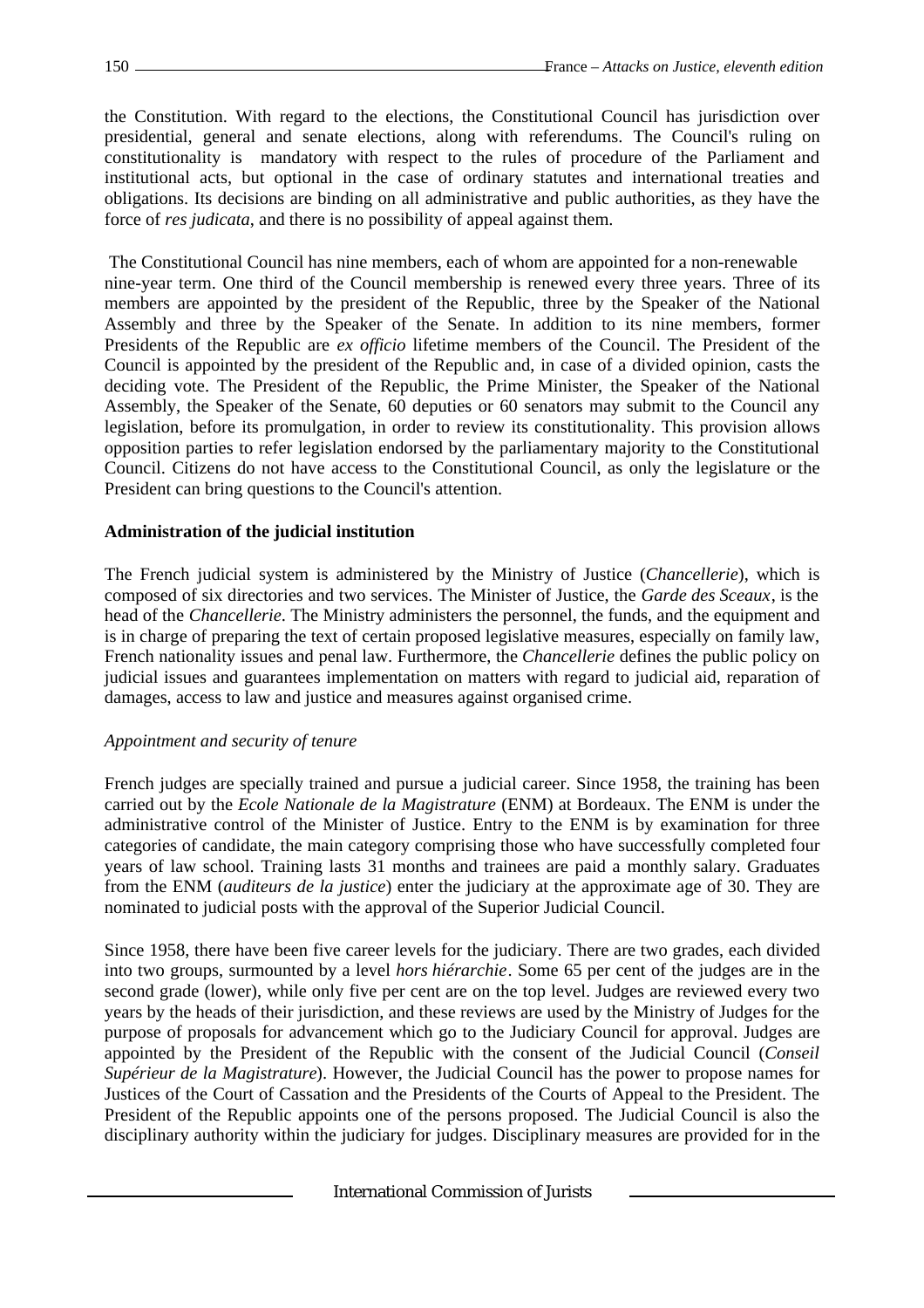the Constitution. With regard to the elections, the Constitutional Council has jurisdiction over presidential, general and senate elections, along with referendums. The Council's ruling on constitutionality is mandatory with respect to the rules of procedure of the Parliament and institutional acts, but optional in the case of ordinary statutes and international treaties and obligations. Its decisions are binding on all administrative and public authorities, as they have the force of *res judicata*, and there is no possibility of appeal against them.

The Constitutional Council has nine members, each of whom are appointed for a non-renewable nine-year term. One third of the Council membership is renewed every three years. Three of its members are appointed by the president of the Republic, three by the Speaker of the National Assembly and three by the Speaker of the Senate. In addition to its nine members, former Presidents of the Republic are *ex officio* lifetime members of the Council. The President of the Council is appointed by the president of the Republic and, in case of a divided opinion, casts the deciding vote. The President of the Republic, the Prime Minister, the Speaker of the National Assembly, the Speaker of the Senate, 60 deputies or 60 senators may submit to the Council any legislation, before its promulgation, in order to review its constitutionality. This provision allows opposition parties to refer legislation endorsed by the parliamentary majority to the Constitutional Council. Citizens do not have access to the Constitutional Council, as only the legislature or the President can bring questions to the Council's attention.

**Administration of the judicial institution**

The French judicial system is administered by the Ministry of Justice (*Chancellerie*), which is composed of six directories and two services. The Minister of Justice, the *Garde des Sceaux*, is the head of the *Chancellerie*. The Ministry administers the personnel, the funds, and the equipment and is in charge of preparing the text of certain proposed legislative measures, especially on family law, French nationality issues and penal law. Furthermore, the *Chancellerie* defines the public policy on judicial issues and guarantees implementation on matters with regard to judicial aid, reparation of damages, access to law and justice and measures against organised crime.

*Appointment and security of tenure*

French judges are specially trained and pursue a judicial career. Since 1958, the training has been carried out by the *Ecole Nationale de la Magistrature* (ENM) at Bordeaux. The ENM is under the administrative control of the Minister of Justice. Entry to the ENM is by examination for three categories of candidate, the main category comprising those who have successfully completed four years of law school. Training lasts 31 months and trainees are paid a monthly salary. Graduates from the ENM (*auditeurs de la justice*) enter the judiciary at the approximate age of 30. They are nominated to judicial posts with the approval of the Superior Judicial Council.

Since 1958, there have been five career levels for the judiciary. There are two grades, each divided into two groups, surmounted by a level *hors hiérarchie*. Some 65 per cent of the judges are in the second grade (lower), while only five per cent are on the top level. Judges are reviewed every two years by the heads of their jurisdiction, and these reviews are used by the Ministry of Judges for the purpose of proposals for advancement which go to the Judiciary Council for approval. Judges are appointed by the President of the Republic with the consent of the Judicial Council (*Conseil Supérieur de la Magistrature*). However, the Judicial Council has the power to propose names for Justices of the Court of Cassation and the Presidents of the Courts of Appeal to the President. The President of the Republic appoints one of the persons proposed. The Judicial Council is also the disciplinary authority within the judiciary for judges. Disciplinary measures are provided for in the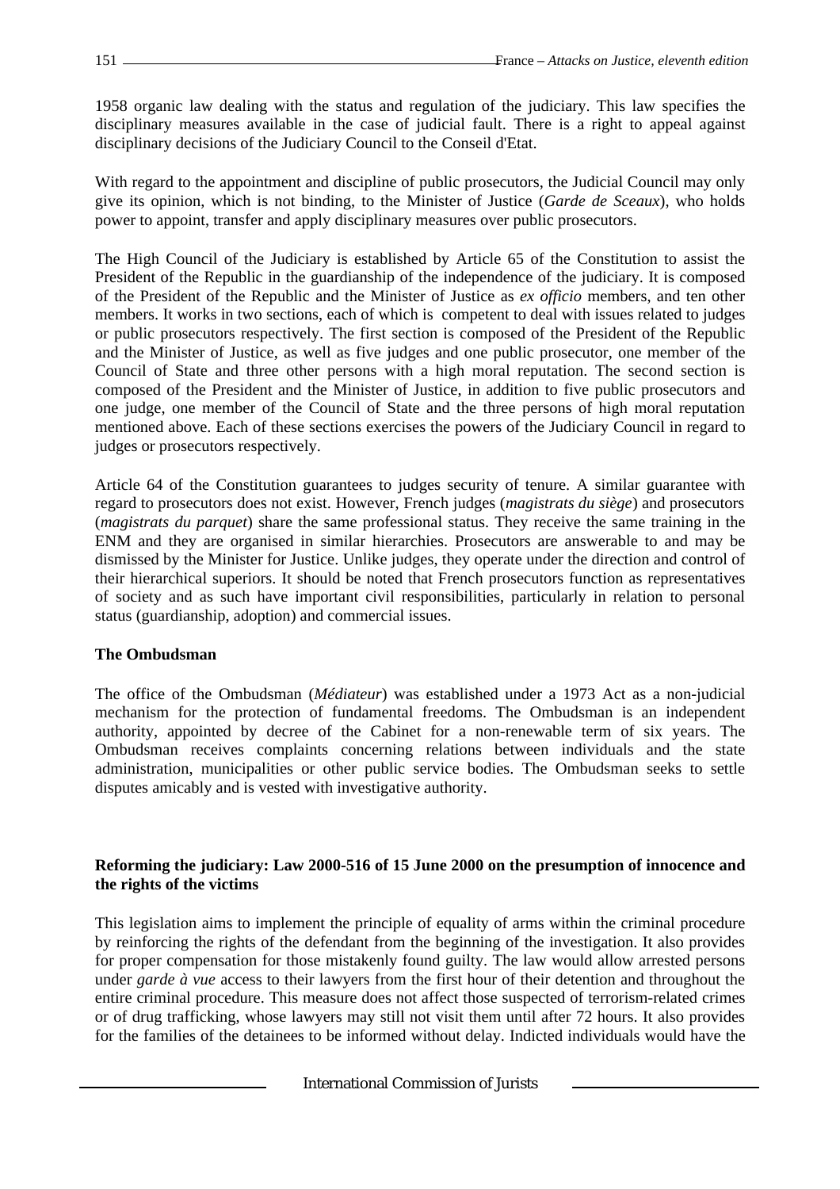1958 organic law dealing with the status and regulation of the judiciary. This law specifies the disciplinary measures available in the case of judicial fault. There is a right to appeal against disciplinary decisions of the Judiciary Council to the Conseil d'Etat.

With regard to the appointment and discipline of public prosecutors, the Judicial Council may only give its opinion, which is not binding, to the Minister of Justice (*Garde de Sceaux*), who holds power to appoint, transfer and apply disciplinary measures over public prosecutors.

The High Council of the Judiciary is established by Article 65 of the Constitution to assist the President of the Republic in the guardianship of the independence of the judiciary. It is composed of the President of the Republic and the Minister of Justice as *ex officio* members, and ten other members. It works in two sections, each of which is competent to deal with issues related to judges or public prosecutors respectively. The first section is composed of the President of the Republic and the Minister of Justice, as well as five judges and one public prosecutor, one member of the Council of State and three other persons with a high moral reputation. The second section is composed of the President and the Minister of Justice, in addition to five public prosecutors and one judge, one member of the Council of State and the three persons of high moral reputation mentioned above. Each of these sections exercises the powers of the Judiciary Council in regard to judges or prosecutors respectively.

Article 64 of the Constitution guarantees to judges security of tenure. A similar guarantee with regard to prosecutors does not exist. However, French judges (*magistrats du siège*) and prosecutors (*magistrats du parquet*) share the same professional status. They receive the same training in the ENM and they are organised in similar hierarchies. Prosecutors are answerable to and may be dismissed by the Minister for Justice. Unlike judges, they operate under the direction and control of their hierarchical superiors. It should be noted that French prosecutors function as representatives of society and as such have important civil responsibilities, particularly in relation to personal status (guardianship, adoption) and commercial issues.

**The Ombudsman**

The office of the Ombudsman (*Médiateur*) was established under a 1973 Act as a non-judicial mechanism for the protection of fundamental freedoms. The Ombudsman is an independent authority, appointed by decree of the Cabinet for a non-renewable term of six years. The Ombudsman receives complaints concerning relations between individuals and the state administration, municipalities or other public service bodies. The Ombudsman seeks to settle disputes amicably and is vested with investigative authority.

**Reforming the judiciary: Law 2000-516 of 15 June 2000 on the presumption of innocence and the rights of the victims**

This legislation aims to implement the principle of equality of arms within the criminal procedure by reinforcing the rights of the defendant from the beginning of the investigation. It also provides for proper compensation for those mistakenly found guilty. The law would allow arrested persons under *garde à vue* access to their lawyers from the first hour of their detention and throughout the entire criminal procedure. This measure does not affect those suspected of terrorism-related crimes or of drug trafficking, whose lawyers may still not visit them until after 72 hours. It also provides for the families of the detainees to be informed without delay. Indicted individuals would have the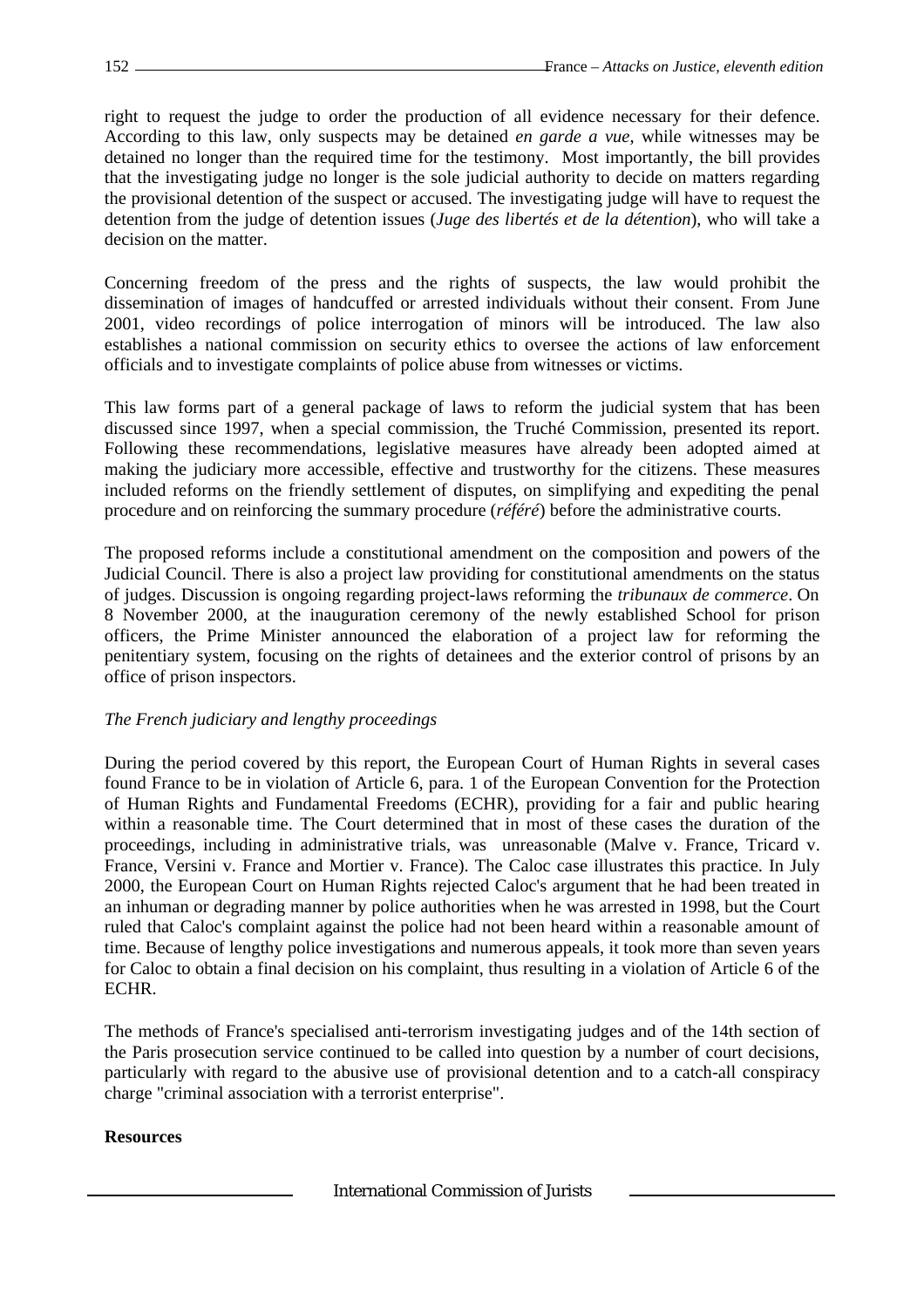right to request the judge to order the production of all evidence necessary for their defence. According to this law, only suspects may be detained *en garde a vue*, while witnesses may be detained no longer than the required time for the testimony. Most importantly, the bill provides that the investigating judge no longer is the sole judicial authority to decide on matters regarding the provisional detention of the suspect or accused. The investigating judge will have to request the detention from the judge of detention issues (*Juge des libertés et de la détention*), who will take a decision on the matter.

Concerning freedom of the press and the rights of suspects, the law would prohibit the dissemination of images of handcuffed or arrested individuals without their consent. From June 2001, video recordings of police interrogation of minors will be introduced. The law also establishes a national commission on security ethics to oversee the actions of law enforcement officials and to investigate complaints of police abuse from witnesses or victims.

This law forms part of a general package of laws to reform the judicial system that has been discussed since 1997, when a special commission, the Truché Commission, presented its report. Following these recommendations, legislative measures have already been adopted aimed at making the judiciary more accessible, effective and trustworthy for the citizens. These measures included reforms on the friendly settlement of disputes, on simplifying and expediting the penal procedure and on reinforcing the summary procedure (*référé*) before the administrative courts.

The proposed reforms include a constitutional amendment on the composition and powers of the Judicial Council. There is also a project law providing for constitutional amendments on the status of judges. Discussion is ongoing regarding project-laws reforming the *tribunaux de commerce*. On 8 November 2000, at the inauguration ceremony of the newly established School for prison officers, the Prime Minister announced the elaboration of a project law for reforming the penitentiary system, focusing on the rights of detainees and the exterior control of prisons by an office of prison inspectors.

*The French judiciary and lengthy proceedings*

During the period covered by this report, the European Court of Human Rights in several cases found France to be in violation of Article 6, para. 1 of the European Convention for the Protection of Human Rights and Fundamental Freedoms (ECHR), providing for a fair and public hearing within a reasonable time. The Court determined that in most of these cases the duration of the proceedings, including in administrative trials, was unreasonable (Malve v. France, Tricard v. France, Versini v. France and Mortier v. France). The Caloc case illustrates this practice. In July 2000, the European Court on Human Rights rejected Caloc's argument that he had been treated in an inhuman or degrading manner by police authorities when he was arrested in 1998, but the Court ruled that Caloc's complaint against the police had not been heard within a reasonable amount of time. Because of lengthy police investigations and numerous appeals, it took more than seven years for Caloc to obtain a final decision on his complaint, thus resulting in a violation of Article 6 of the ECHR.

The methods of France's specialised anti-terrorism investigating judges and of the 14th section of the Paris prosecution service continued to be called into question by a number of court decisions, particularly with regard to the abusive use of provisional detention and to a catch-all conspiracy charge "criminal association with a terrorist enterprise".

**Resources**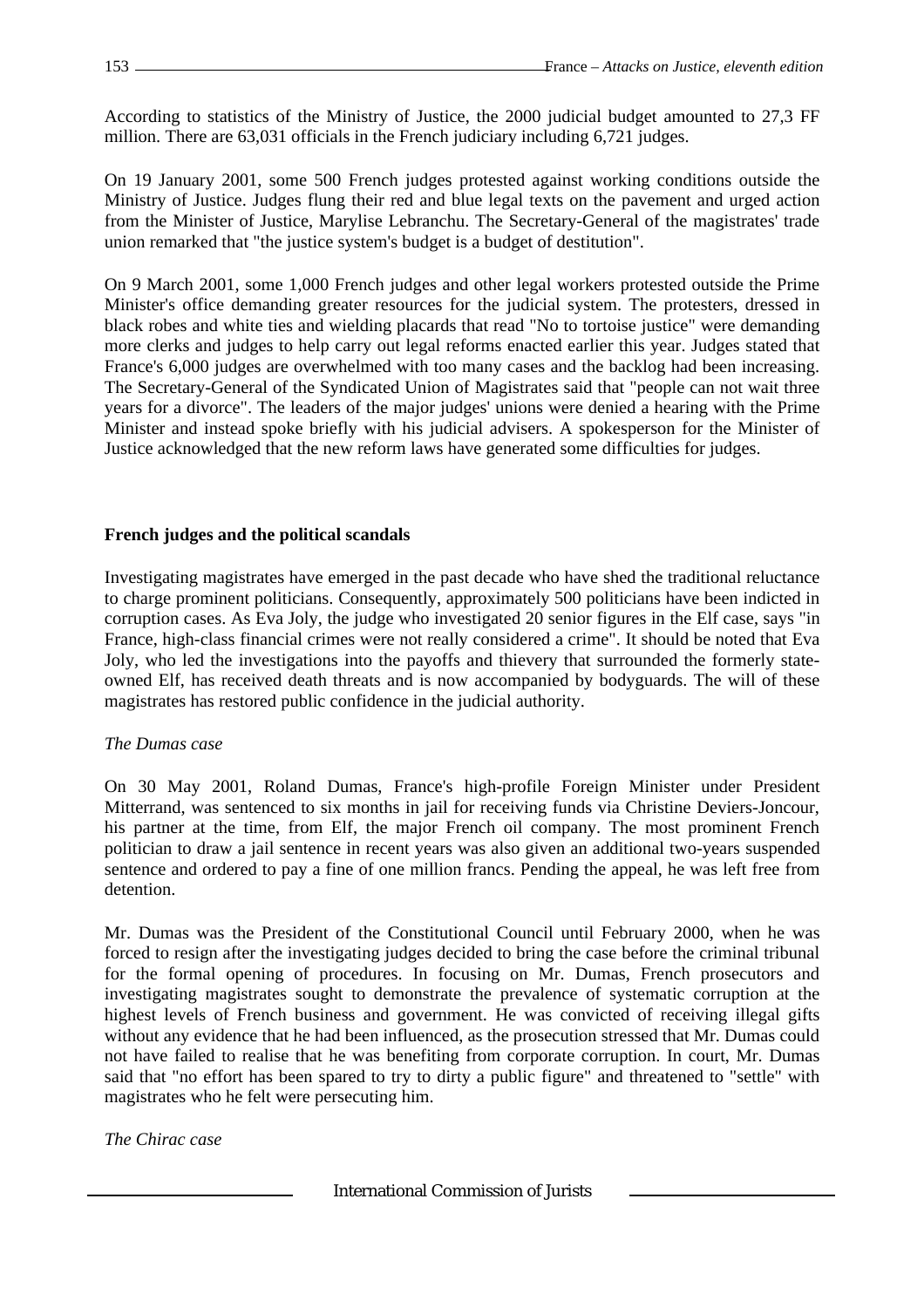According to statistics of the Ministry of Justice, the 2000 judicial budget amounted to 27,3 FF million. There are 63,031 officials in the French judiciary including 6,721 judges.

On 19 January 2001, some 500 French judges protested against working conditions outside the Ministry of Justice. Judges flung their red and blue legal texts on the pavement and urged action from the Minister of Justice, Marylise Lebranchu. The Secretary-General of the magistrates' trade union remarked that "the justice system's budget is a budget of destitution".

On 9 March 2001, some 1,000 French judges and other legal workers protested outside the Prime Minister's office demanding greater resources for the judicial system. The protesters, dressed in black robes and white ties and wielding placards that read "No to tortoise justice" were demanding more clerks and judges to help carry out legal reforms enacted earlier this year. Judges stated that France's 6,000 judges are overwhelmed with too many cases and the backlog had been increasing. The Secretary-General of the Syndicated Union of Magistrates said that "people can not wait three years for a divorce". The leaders of the major judges' unions were denied a hearing with the Prime Minister and instead spoke briefly with his judicial advisers. A spokesperson for the Minister of Justice acknowledged that the new reform laws have generated some difficulties for judges.

**French judges and the political scandals**

Investigating magistrates have emerged in the past decade who have shed the traditional reluctance to charge prominent politicians. Consequently, approximately 500 politicians have been indicted in corruption cases. As Eva Joly, the judge who investigated 20 senior figures in the Elf case, says "in France, high-class financial crimes were not really considered a crime". It should be noted that Eva Joly, who led the investigations into the payoffs and thievery that surrounded the formerly state-owned Elf, has received death threats and is now accompanied by bodyguards. The will of these magistrates has restored public confidence in the judicial authority.

*The Dumas case*

On 30 May 2001, Roland Dumas, France's high-profile Foreign Minister under President Mitterrand, was sentenced to six months in jail for receiving funds via Christine Deviers-Joncour, his partner at the time, from Elf, the major French oil company. The most prominent French politician to draw a jail sentence in recent years was also given an additional two-years suspended sentence and ordered to pay a fine of one million francs. Pending the appeal, he was left free from detention.

Mr. Dumas was the President of the Constitutional Council until February 2000, when he was forced to resign after the investigating judges decided to bring the case before the criminal tribunal for the formal opening of procedures. In focusing on Mr. Dumas, French prosecutors and investigating magistrates sought to demonstrate the prevalence of systematic corruption at the highest levels of French business and government. He was convicted of receiving illegal gifts without any evidence that he had been influenced, as the prosecution stressed that Mr. Dumas could not have failed to realise that he was benefiting from corporate corruption. In court, Mr. Dumas said that "no effort has been spared to try to dirty a public figure" and threatened to "settle" with magistrates who he felt were persecuting him.

*The Chirac case*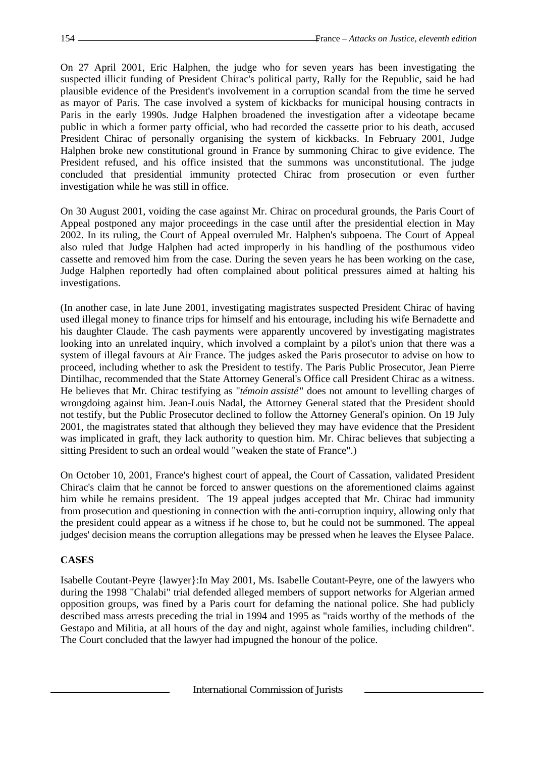On 27 April 2001, Eric Halphen, the judge who for seven years has been investigating the suspected illicit funding of President Chirac's political party, Rally for the Republic, said he had plausible evidence of the President's involvement in a corruption scandal from the time he served as mayor of Paris. The case involved a system of kickbacks for municipal housing contracts in Paris in the early 1990s. Judge Halphen broadened the investigation after a videotape became public in which a former party official, who had recorded the cassette prior to his death, accused President Chirac of personally organising the system of kickbacks. In February 2001, Judge Halphen broke new constitutional ground in France by summoning Chirac to give evidence. The President refused, and his office insisted that the summons was unconstitutional. The judge concluded that presidential immunity protected Chirac from prosecution or even further investigation while he was still in office.

On 30 August 2001, voiding the case against Mr. Chirac on procedural grounds, the Paris Court of Appeal postponed any major proceedings in the case until after the presidential election in May 2002. In its ruling, the Court of Appeal overruled Mr. Halphen's subpoena. The Court of Appeal also ruled that Judge Halphen had acted improperly in his handling of the posthumous video cassette and removed him from the case. During the seven years he has been working on the case, Judge Halphen reportedly had often complained about political pressures aimed at halting his investigations.

(In another case, in late June 2001, investigating magistrates suspected President Chirac of having used illegal money to finance trips for himself and his entourage, including his wife Bernadette and his daughter Claude. The cash payments were apparently uncovered by investigating magistrates looking into an unrelated inquiry, which involved a complaint by a pilot's union that there was a system of illegal favours at Air France. The judges asked the Paris prosecutor to advise on how to proceed, including whether to ask the President to testify. The Paris Public Prosecutor, Jean Pierre Dintilhac, recommended that the State Attorney General's Office call President Chirac as a witness. He believes that Mr. Chirac testifying as "*témoin assisté*" does not amount to levelling charges of wrongdoing against him. Jean-Louis Nadal, the Attorney General stated that the President should not testify, but the Public Prosecutor declined to follow the Attorney General's opinion. On 19 July 2001, the magistrates stated that although they believed they may have evidence that the President was implicated in graft, they lack authority to question him. Mr. Chirac believes that subjecting a sitting President to such an ordeal would "weaken the state of France".)

On October 10, 2001, France's highest court of appeal, the Court of Cassation, validated President Chirac's claim that he cannot be forced to answer questions on the aforementioned claims against him while he remains president. The 19 appeal judges accepted that Mr. Chirac had immunity from prosecution and questioning in connection with the anti-corruption inquiry, allowing only that the president could appear as a witness if he chose to, but he could not be summoned. The appeal judges' decision means the corruption allegations may be pressed when he leaves the Elysee Palace.

**CASES**

Isabelle Coutant-Peyre {lawyer}:In May 2001, Ms. Isabelle Coutant-Peyre, one of the lawyers who during the 1998 "Chalabi" trial defended alleged members of support networks for Algerian armed opposition groups, was fined by a Paris court for defaming the national police. She had publicly described mass arrests preceding the trial in 1994 and 1995 as "raids worthy of the methods of the Gestapo and Militia, at all hours of the day and night, against whole families, including children". The Court concluded that the lawyer had impugned the honour of the police.